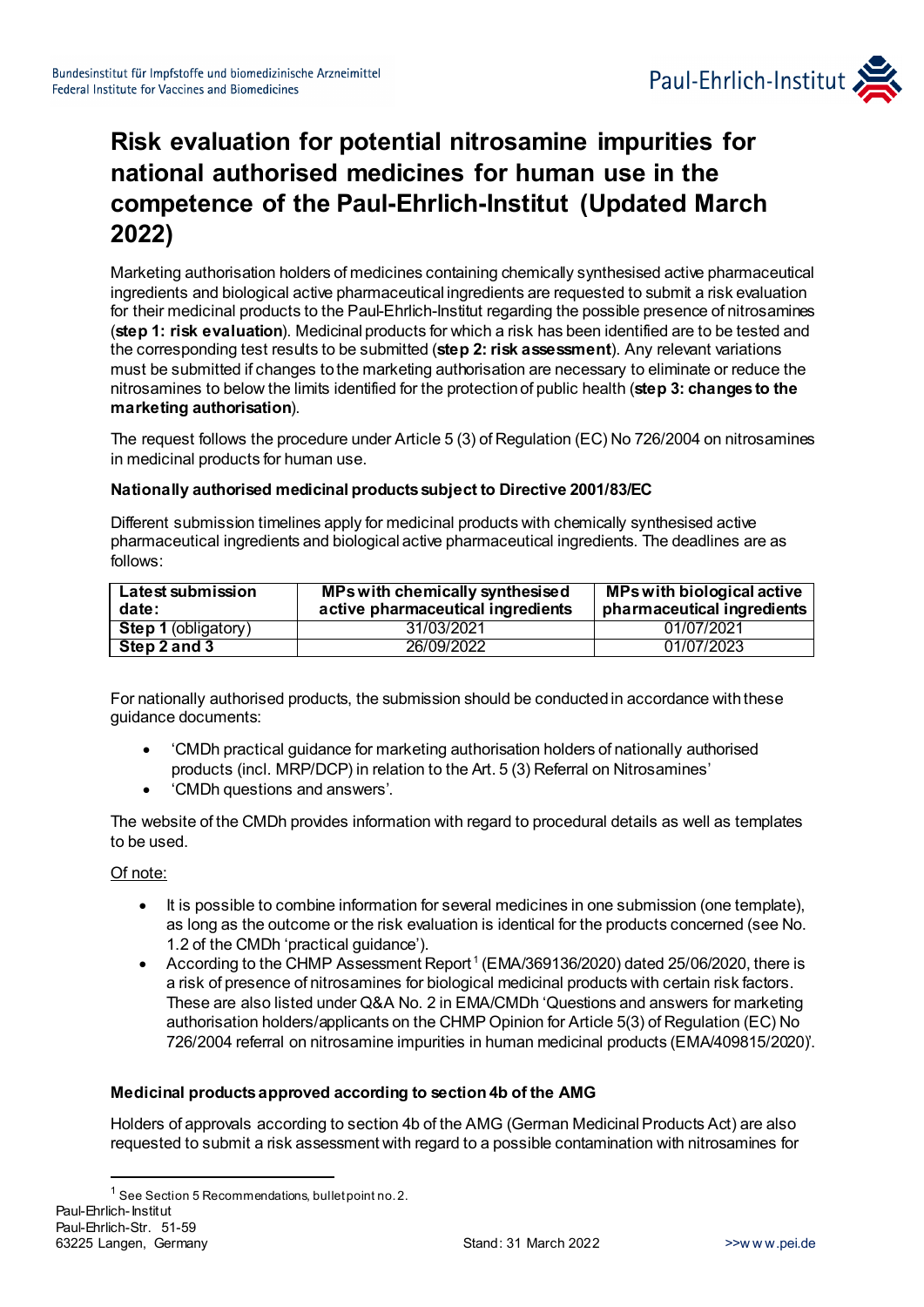# Risk evaluation for potential nitrosamine impurities for national authorised medicines for human use in the competence of the Paul-Ehrlich-Institut (Updated March 2022)

Marketing authorisation holders of medicines containing chemically synthesised active pharmaceutical ingredients and biological active pharmaceutical ingredients are requested to submit a risk evaluation for their medicinal products to the Paul-Ehrlich-Institut regarding the possible presence of nitrosamines (**step 1: risk evaluation**). Medicinal products for which a risk has been identified are to be tested and the corresponding test results to be submitted (**step 2: risk assessment**). Any relevant variations must be submitted if changes to the marketing authorisation are necessary to eliminate or reduce the nitrosamines to below the limits identified for the protection of public health (**step 3: changes to the marketing authorisation**).

The request follows the procedure under Article 5 (3) of Regulation (EC) No 726/2004 on nitrosamines in medicinal products for human use.

**Nationally authorised medicinal products subject to Directive 2001/83/EC**

Different submission timelines apply for medicinal products with chemically synthesised active pharmaceutical ingredients and biological active pharmaceutical ingredients. The deadlines are as follows:

| Latest submission date: | MPs with chemically synthesised active pharmaceutical ingredients | MPs with biological active pharmaceutical ingredients |
|---|---|---|
| **Step 1** (obligatory) | 31/03/2021 | 01/07/2021 |
| **Step 2 and 3** | 26/09/2022 | 01/07/2023 |

For nationally authorised products, the submission should be conducted in accordance with these guidance documents:

- 'CMDh practical guidance for marketing authorisation holders of nationally authorised products (incl. MRP/DCP) in relation to the Art. 5 (3) Referral on Nitrosamines'
- 'CMDh questions and answers'.

The website of the CMDh provides information with regard to procedural details as well as templates to be used.

Of note:

- It is possible to combine information for several medicines in one submission (one template), as long as the outcome or the risk evaluation is identical for the products concerned (see No. 1.2 of the CMDh 'practical guidance').
- According to the CHMP Assessment Report[1] (EMA/369136/2020) dated 25/06/2020, there is a risk of presence of nitrosamines for biological medicinal products with certain risk factors. These are also listed under Q&A No. 2 in EMA/CMDh 'Questions and answers for marketing authorisation holders/applicants on the CHMP Opinion for Article 5(3) of Regulation (EC) No 726/2004 referral on nitrosamine impurities in human medicinal products (EMA/409815/2020)'.

**Medicinal products approved according to section 4b of the AMG**

Holders of approvals according to section 4b of the AMG (German Medicinal Products Act) are also requested to submit a risk assessment with regard to a possible contamination with nitrosamines for

[1] See Section 5 Recommendations, bullet point no. 2.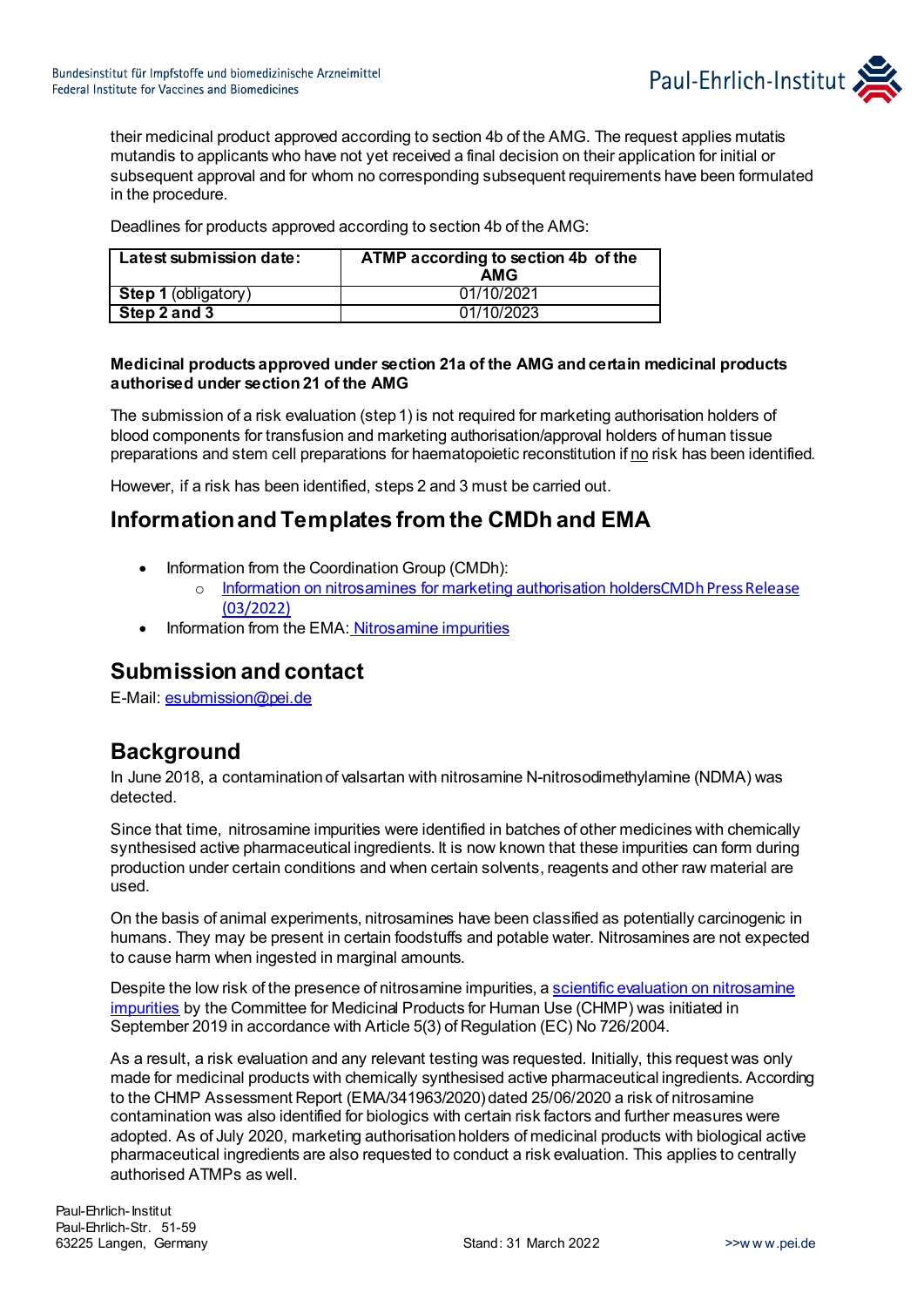their medicinal product approved according to section 4b of the AMG. The request applies mutatis mutandis to applicants who have not yet received a final decision on their application for initial or subsequent approval and for whom no corresponding subsequent requirements have been formulated in the procedure.

Deadlines for products approved according to section 4b of the AMG:

| **Latest submission date:** | **ATMP according to section 4b of the AMG** |
|---|---|
| **Step 1** (obligatory) | 01/10/2021 |
| **Step 2 and 3** | 01/10/2023 |

**Medicinal products approved under section 21a of the AMG and certain medicinal products authorised under section 21 of the AMG**

The submission of a risk evaluation (step 1) is not required for marketing authorisation holders of blood components for transfusion and marketing authorisation/approval holders of human tissue preparations and stem cell preparations for haematopoietic reconstitution if no risk has been identified.

However, if a risk has been identified, steps 2 and 3 must be carried out.

## Information and Templates from the CMDh and EMA

- Information from the Coordination Group (CMDh):
  - Information on nitrosamines for marketing authorisation holdersCMDh Press Release (03/2022)
- Information from the EMA: Nitrosamine impurities

## Submission and contact

E-Mail: esubmission@pei.de

## Background

In June 2018, a contamination of valsartan with nitrosamine N-nitrosodimethylamine (NDMA) was detected.

Since that time, nitrosamine impurities were identified in batches of other medicines with chemically synthesised active pharmaceutical ingredients. It is now known that these impurities can form during production under certain conditions and when certain solvents, reagents and other raw material are used.

On the basis of animal experiments, nitrosamines have been classified as potentially carcinogenic in humans. They may be present in certain foodstuffs and potable water. Nitrosamines are not expected to cause harm when ingested in marginal amounts.

Despite the low risk of the presence of nitrosamine impurities, a scientific evaluation on nitrosamine impurities by the Committee for Medicinal Products for Human Use (CHMP) was initiated in September 2019 in accordance with Article 5(3) of Regulation (EC) No 726/2004.

As a result, a risk evaluation and any relevant testing was requested. Initially, this request was only made for medicinal products with chemically synthesised active pharmaceutical ingredients. According to the CHMP Assessment Report (EMA/341963/2020) dated 25/06/2020 a risk of nitrosamine contamination was also identified for biologics with certain risk factors and further measures were adopted. As of July 2020, marketing authorisation holders of medicinal products with biological active pharmaceutical ingredients are also requested to conduct a risk evaluation. This applies to centrally authorised ATMPs as well.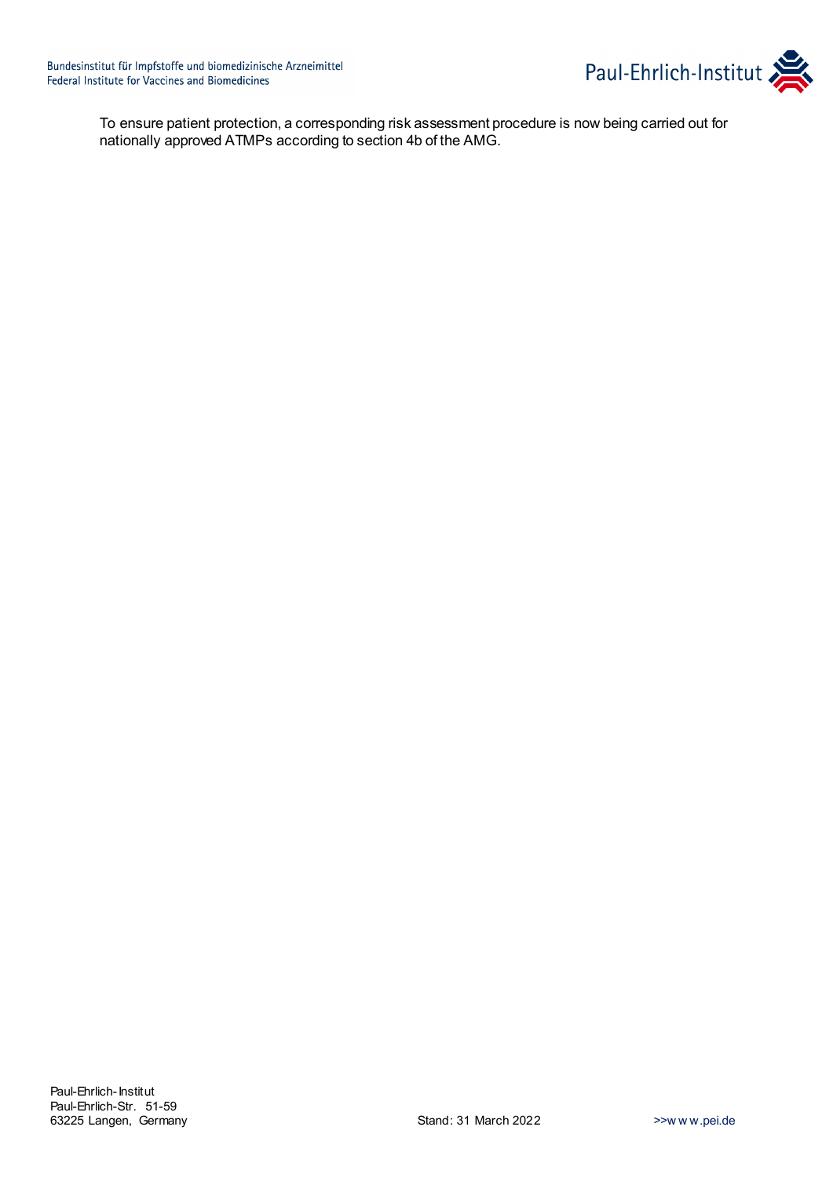To ensure patient protection, a corresponding risk assessment procedure is now being carried out for nationally approved ATMPs according to section 4b of the AMG.